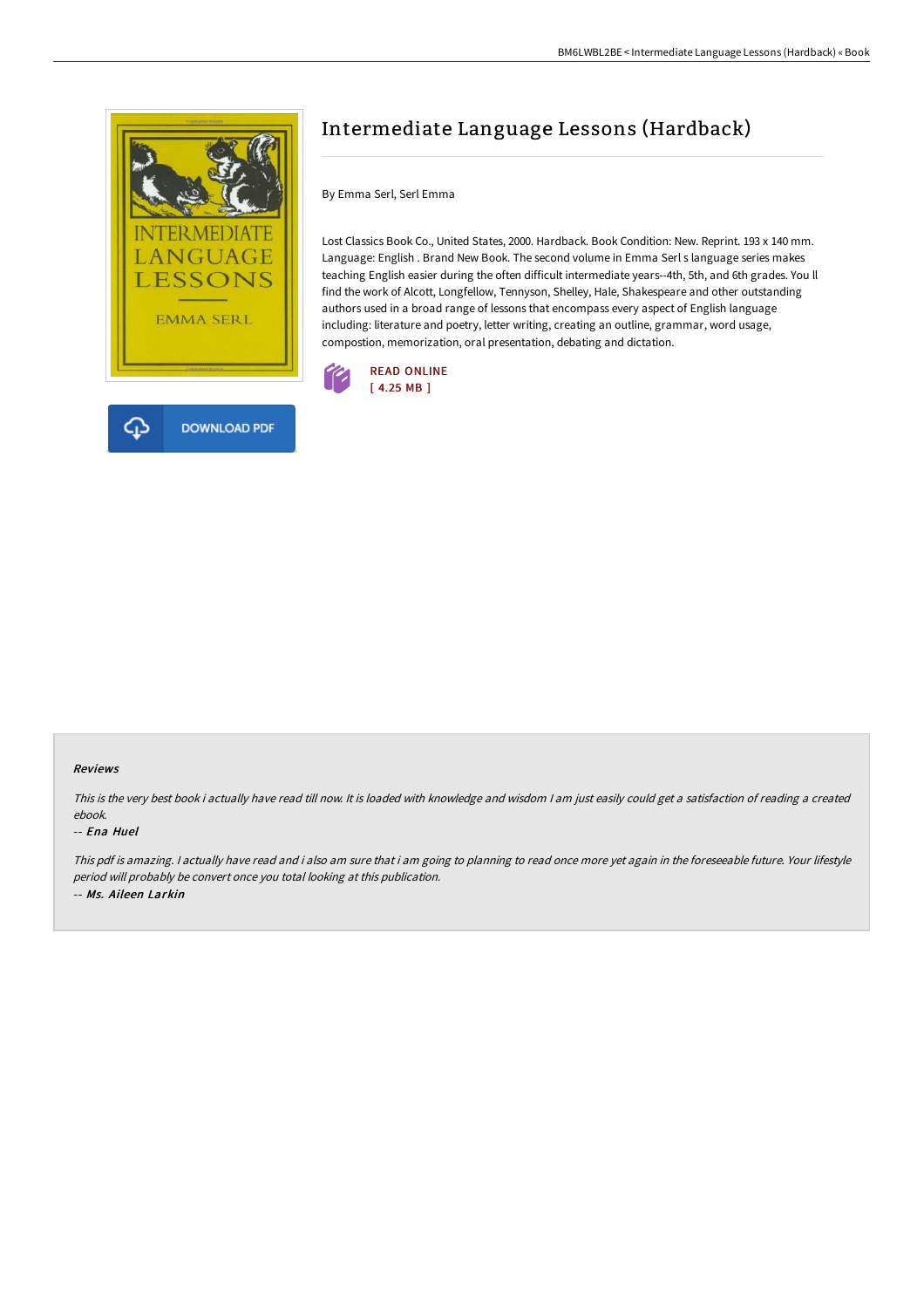# Intermediate Language Lessons (Hardback)

By Emma Serl, Serl Emma

Lost Classics Book Co., United States, 2000. Hardback. Book Condition: New. Reprint. 193 x 140 mm. Language: English . Brand New Book. The second volume in Emma Serl s language series makes teaching English easier during the often difficult intermediate years--4th, 5th, and 6th grades. You ll find the work of Alcott, Longfellow, Tennyson, Shelley, Hale, Shakespeare and other outstanding authors used in a broad range of lessons that encompass every aspect of English language including: literature and poetry, letter writing, creating an outline, grammar, word usage, compostion, memorization, oral presentation, debating and dictation.

READ ONLINE
[ 4.25 MB ]

DOWNLOAD PDF

### Reviews

*This is the very best book i actually have read till now. It is loaded with knowledge and wisdom I am just easily could get a satisfaction of reading a created ebook.*

-- *Ena Huel*

*This pdf is amazing. I actually have read and i also am sure that i am going to planning to read once more yet again in the foreseeable future. Your lifestyle period will probably be convert once you total looking at this publication.*

-- *Ms. Aileen Larkin*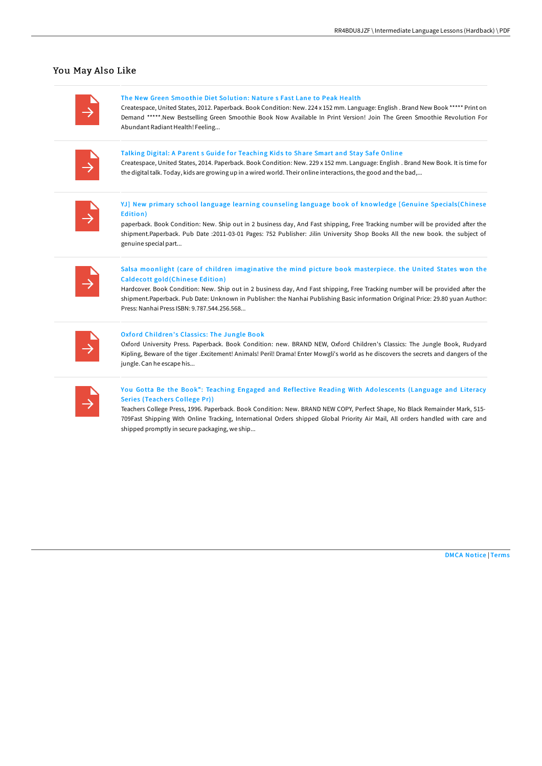## You May Also Like

**The New Green Smoothie Diet Solution: Nature s Fast Lane to Peak Health**

Createspace, United States, 2012. Paperback. Book Condition: New. 224 x 152 mm. Language: English . Brand New Book ***** Print on Demand *****.New Bestselling Green Smoothie Book Now Available In Print Version! Join The Green Smoothie Revolution For Abundant Radiant Health! Feeling...

**Talking Digital: A Parent s Guide for Teaching Kids to Share Smart and Stay Safe Online**

Createspace, United States, 2014. Paperback. Book Condition: New. 229 x 152 mm. Language: English . Brand New Book. It is time for the digital talk. Today, kids are growing up in a wired world. Their online interactions, the good and the bad,...

**YJ] New primary school language learning counseling language book of knowledge [Genuine Specials(Chinese Edition)**

paperback. Book Condition: New. Ship out in 2 business day, And Fast shipping, Free Tracking number will be provided after the shipment.Paperback. Pub Date :2011-03-01 Pages: 752 Publisher: Jilin University Shop Books All the new book. the subject of genuine special part...

**Salsa moonlight (care of children imaginative the mind picture book masterpiece. the United States won the Caldecott gold(Chinese Edition)**

Hardcover. Book Condition: New. Ship out in 2 business day, And Fast shipping, Free Tracking number will be provided after the shipment.Paperback. Pub Date: Unknown in Publisher: the Nanhai Publishing Basic information Original Price: 29.80 yuan Author: Press: Nanhai Press ISBN: 9.787.544.256.568...

**Oxford Children's Classics: The Jungle Book**

Oxford University Press. Paperback. Book Condition: new. BRAND NEW, Oxford Children's Classics: The Jungle Book, Rudyard Kipling, Beware of the tiger .Excitement! Animals! Peril! Drama! Enter Mowgli's world as he discovers the secrets and dangers of the jungle. Can he escape his...

**You Gotta Be the Book": Teaching Engaged and Reflective Reading With Adolescents (Language and Literacy Series (Teachers College Pr))**

Teachers College Press, 1996. Paperback. Book Condition: New. BRAND NEW COPY, Perfect Shape, No Black Remainder Mark, 515-709Fast Shipping With Online Tracking, International Orders shipped Global Priority Air Mail, All orders handled with care and shipped promptly in secure packaging, we ship...

DMCA Notice | Terms